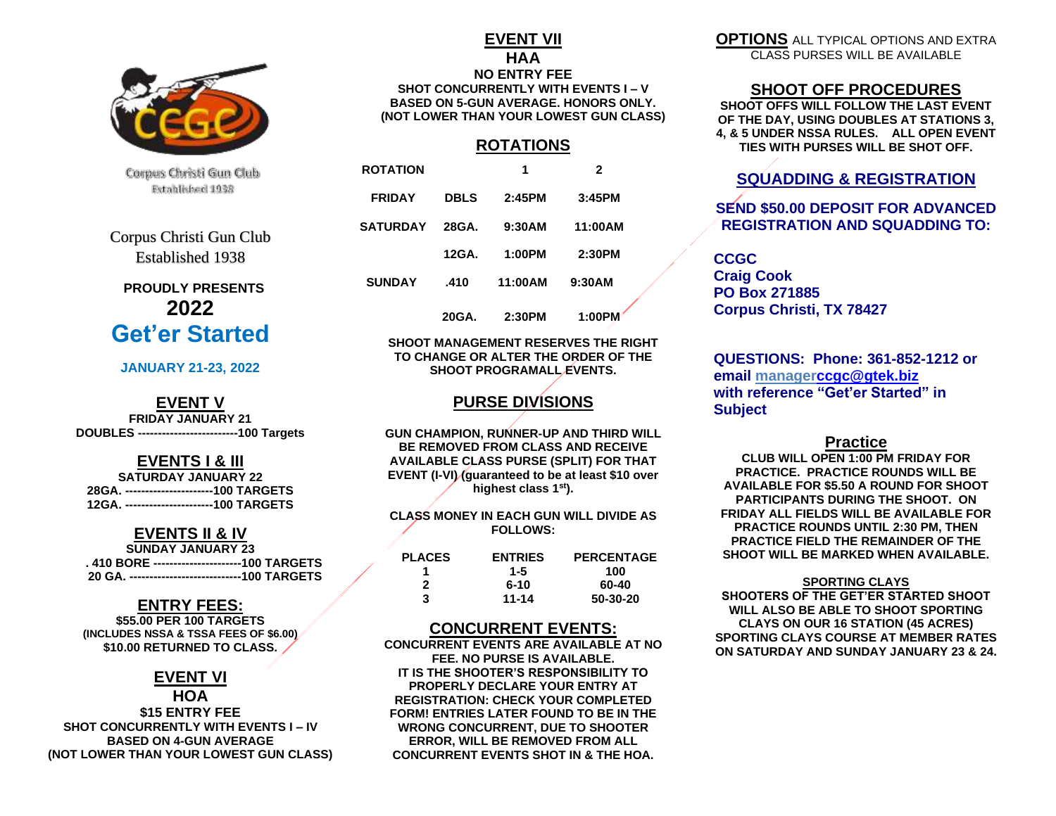Corpus Christi Gun Club
Established 1938

Corpus Christi Gun Club
Established 1938

**PROUDLY PRESENTS**

# 2022
# Get'er Started

**JANUARY 21-23, 2022**

## EVENT V

**FRIDAY JANUARY 21**
**DOUBLES -------------------------100 Targets**

## EVENTS I & III

**SATURDAY JANUARY 22**
**28GA. ----------------------100 TARGETS**
**12GA. ----------------------100 TARGETS**

## EVENTS II & IV

**SUNDAY JANUARY 23**
**. 410 BORE ----------------------100 TARGETS**
**20 GA. ----------------------------100 TARGETS**

## ENTRY FEES:

**$55.00 PER 100 TARGETS**
**(INCLUDES NSSA & TSSA FEES OF $6.00)**
**$10.00 RETURNED TO CLASS.**

## EVENT VI
## HOA

**$15 ENTRY FEE**
**SHOT CONCURRENTLY WITH EVENTS I – IV**
**BASED ON 4-GUN AVERAGE**
**(NOT LOWER THAN YOUR LOWEST GUN CLASS)**

## EVENT VII
## HAA

**NO ENTRY FEE**
**SHOT CONCURRENTLY WITH EVENTS I – V**
**BASED ON 5-GUN AVERAGE. HONORS ONLY.**
**(NOT LOWER THAN YOUR LOWEST GUN CLASS)**

## ROTATIONS

| ROTATION | | 1 | 2 |
|---|---|---|---|
| FRIDAY | DBLS | 2:45PM | 3:45PM |
| SATURDAY | 28GA. | 9:30AM | 11:00AM |
| | 12GA. | 1:00PM | 2:30PM |
| SUNDAY | .410 | 11:00AM | 9:30AM |
| | 20GA. | 2:30PM | 1:00PM |

**SHOOT MANAGEMENT RESERVES THE RIGHT TO CHANGE OR ALTER THE ORDER OF THE SHOOT PROGRAMALL EVENTS.**

## PURSE DIVISIONS

**GUN CHAMPION, RUNNER-UP AND THIRD WILL BE REMOVED FROM CLASS AND RECEIVE AVAILABLE CLASS PURSE (SPLIT) FOR THAT EVENT (I-VI) (guaranteed to be at least $10 over highest class 1st).**

**CLASS MONEY IN EACH GUN WILL DIVIDE AS FOLLOWS:**

| PLACES | ENTRIES | PERCENTAGE |
|---|---|---|
| 1 | 1-5 | 100 |
| 2 | 6-10 | 60-40 |
| 3 | 11-14 | 50-30-20 |

## CONCURRENT EVENTS:

**CONCURRENT EVENTS ARE AVAILABLE AT NO FEE. NO PURSE IS AVAILABLE.**
**IT IS THE SHOOTER'S RESPONSIBILITY TO PROPERLY DECLARE YOUR ENTRY AT REGISTRATION: CHECK YOUR COMPLETED FORM! ENTRIES LATER FOUND TO BE IN THE WRONG CONCURRENT, DUE TO SHOOTER ERROR, WILL BE REMOVED FROM ALL CONCURRENT EVENTS SHOT IN & THE HOA.**

## OPTIONS

ALL TYPICAL OPTIONS AND EXTRA CLASS PURSES WILL BE AVAILABLE

## SHOOT OFF PROCEDURES

**SHOOT OFFS WILL FOLLOW THE LAST EVENT OF THE DAY, USING DOUBLES AT STATIONS 3, 4, & 5 UNDER NSSA RULES. ALL OPEN EVENT TIES WITH PURSES WILL BE SHOT OFF.**

## SQUADDING & REGISTRATION

**SEND $50.00 DEPOSIT FOR ADVANCED REGISTRATION AND SQUADDING TO:**

**CCGC**
**Craig Cook**
**PO Box 271885**
**Corpus Christi, TX 78427**

**QUESTIONS: Phone: 361-852-1212 or email managerccgc@gtek.biz with reference "Get'er Started" in Subject**

## Practice

**CLUB WILL OPEN 1:00 PM FRIDAY FOR PRACTICE. PRACTICE ROUNDS WILL BE AVAILABLE FOR $5.50 A ROUND FOR SHOOT PARTICIPANTS DURING THE SHOOT. ON FRIDAY ALL FIELDS WILL BE AVAILABLE FOR PRACTICE ROUNDS UNTIL 2:30 PM, THEN PRACTICE FIELD THE REMAINDER OF THE SHOOT WILL BE MARKED WHEN AVAILABLE.**

### SPORTING CLAYS

**SHOOTERS OF THE GET'ER STARTED SHOOT WILL ALSO BE ABLE TO SHOOT SPORTING CLAYS ON OUR 16 STATION (45 ACRES) SPORTING CLAYS COURSE AT MEMBER RATES ON SATURDAY AND SUNDAY JANUARY 23 & 24.**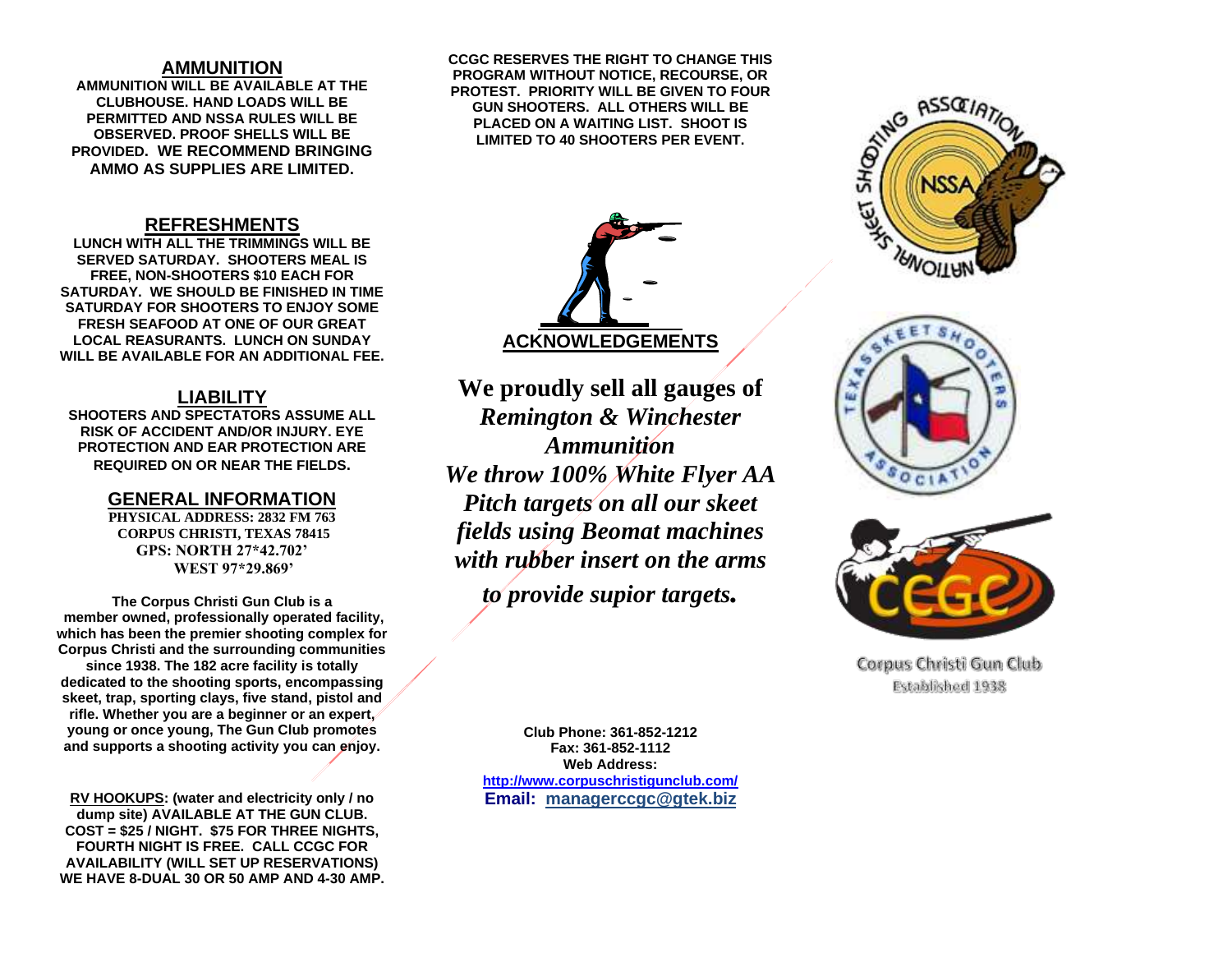## AMMUNITION

**AMMUNITION WILL BE AVAILABLE AT THE CLUBHOUSE. HAND LOADS WILL BE PERMITTED AND NSSA RULES WILL BE OBSERVED. PROOF SHELLS WILL BE PROVIDED. WE RECOMMEND BRINGING AMMO AS SUPPLIES ARE LIMITED.**

## REFRESHMENTS

**LUNCH WITH ALL THE TRIMMINGS WILL BE SERVED SATURDAY. SHOOTERS MEAL IS FREE, NON-SHOOTERS $10 EACH FOR SATURDAY. WE SHOULD BE FINISHED IN TIME SATURDAY FOR SHOOTERS TO ENJOY SOME FRESH SEAFOOD AT ONE OF OUR GREAT LOCAL REASURANTS. LUNCH ON SUNDAY WILL BE AVAILABLE FOR AN ADDITIONAL FEE.**

## LIABILITY

**SHOOTERS AND SPECTATORS ASSUME ALL RISK OF ACCIDENT AND/OR INJURY. EYE PROTECTION AND EAR PROTECTION ARE REQUIRED ON OR NEAR THE FIELDS.**

## GENERAL INFORMATION

**PHYSICAL ADDRESS: 2832 FM 763**
**CORPUS CHRISTI, TEXAS 78415**
**GPS: NORTH 27*42.702'**
**WEST 97*29.869'**

**The Corpus Christi Gun Club is a member owned, professionally operated facility, which has been the premier shooting complex for Corpus Christi and the surrounding communities since 1938. The 182 acre facility is totally dedicated to the shooting sports, encompassing skeet, trap, sporting clays, five stand, pistol and rifle. Whether you are a beginner or an expert, young or once young, The Gun Club promotes and supports a shooting activity you can enjoy.**

**RV HOOKUPS: (water and electricity only / no dump site) AVAILABLE AT THE GUN CLUB. COST = $25 / NIGHT. $75 FOR THREE NIGHTS, FOURTH NIGHT IS FREE. CALL CCGC FOR AVAILABILITY (WILL SET UP RESERVATIONS) WE HAVE 8-DUAL 30 OR 50 AMP AND 4-30 AMP.**

**CCGC RESERVES THE RIGHT TO CHANGE THIS PROGRAM WITHOUT NOTICE, RECOURSE, OR PROTEST. PRIORITY WILL BE GIVEN TO FOUR GUN SHOOTERS. ALL OTHERS WILL BE PLACED ON A WAITING LIST. SHOOT IS LIMITED TO 40 SHOOTERS PER EVENT.**

## ACKNOWLEDGEMENTS

**We proudly sell all gauges of *Remington & Winchester Ammunition***
***We throw 100% White Flyer AA Pitch targets on all our skeet fields using Beomat machines with rubber insert on the arms to provide supior targets.***

**Club Phone: 361-852-1212**
**Fax: 361-852-1112**
**Web Address:**
**http://www.corpuschristigunclub.com/**
**Email: managerccgc@gtek.biz**

NATIONAL SKEET SHOOTING ASSOCIATION NSSA

TEXAS SKEET SHOOTERS ASSOCIATION

CCGC

Corpus Christi Gun Club
Established 1938